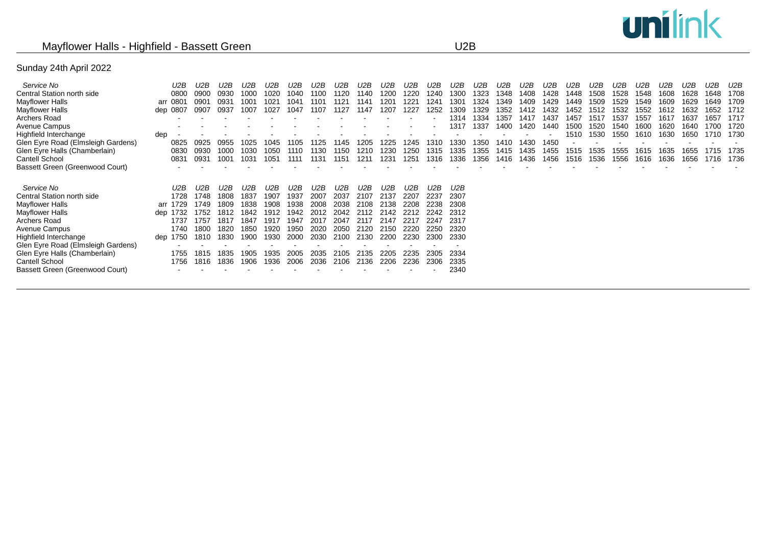# Mayflower Halls - Highfield - Bassett Green

U2B

unilink

## Sunday 24th April 2022

| Service No | | U2B | U2B | U2B | U2B | U2B | U2B | U2B | U2B | U2B | U2B | U2B | U2B | U2B | U2B | U2B | U2B | U2B | U2B | U2B | U2B | U2B | U2B | U2B | U2B | U2B |
|---|---|---|---|---|---|---|---|---|---|---|---|---|---|---|---|---|---|---|---|---|---|---|---|---|---|---|
| Central Station north side | | 0800 | 0900 | 0930 | 1000 | 1020 | 1040 | 1100 | 1120 | 1140 | 1200 | 1220 | 1240 | 1300 | 1323 | 1348 | 1408 | 1428 | 1448 | 1508 | 1528 | 1548 | 1608 | 1628 | 1648 | 1708 |
| Mayflower Halls | arr | 0801 | 0901 | 0931 | 1001 | 1021 | 1041 | 1101 | 1121 | 1141 | 1201 | 1221 | 1241 | 1301 | 1324 | 1349 | 1409 | 1429 | 1449 | 1509 | 1529 | 1549 | 1609 | 1629 | 1649 | 1709 |
| Mayflower Halls | dep | 0807 | 0907 | 0937 | 1007 | 1027 | 1047 | 1107 | 1127 | 1147 | 1207 | 1227 | 1252 | 1309 | 1329 | 1352 | 1412 | 1432 | 1452 | 1512 | 1532 | 1552 | 1612 | 1632 | 1652 | 1712 |
| Archers Road | | - | - | - | - | - | - | - | - | - | - | - | - | 1314 | 1334 | 1357 | 1417 | 1437 | 1457 | 1517 | 1537 | 1557 | 1617 | 1637 | 1657 | 1717 |
| Avenue Campus | | - | - | - | - | - | - | - | - | - | - | - | - | 1317 | 1337 | 1400 | 1420 | 1440 | 1500 | 1520 | 1540 | 1600 | 1620 | 1640 | 1700 | 1720 |
| Highfield Interchange | dep | - | - | - | - | - | - | - | - | - | - | - | - | - | - | - | - | - | 1510 | 1530 | 1550 | 1610 | 1630 | 1650 | 1710 | 1730 |
| Glen Eyre Road (Elmsleigh Gardens) | | 0825 | 0925 | 0955 | 1025 | 1045 | 1105 | 1125 | 1145 | 1205 | 1225 | 1245 | 1310 | 1330 | 1350 | 1410 | 1430 | 1450 | - | - | - | - | - | - | - | - |
| Glen Eyre Halls (Chamberlain) | | 0830 | 0930 | 1000 | 1030 | 1050 | 1110 | 1130 | 1150 | 1210 | 1230 | 1250 | 1315 | 1335 | 1355 | 1415 | 1435 | 1455 | 1515 | 1535 | 1555 | 1615 | 1635 | 1655 | 1715 | 1735 |
| Cantell School | | 0831 | 0931 | 1001 | 1031 | 1051 | 1111 | 1131 | 1151 | 1211 | 1231 | 1251 | 1316 | 1336 | 1356 | 1416 | 1436 | 1456 | 1516 | 1536 | 1556 | 1616 | 1636 | 1656 | 1716 | 1736 |
| Bassett Green (Greenwood Court) | | - | - | - | - | - | - | - | - | - | - | - | - | - | - | - | - | - | - | - | - | - | - | - | - | - |

| Service No | | U2B | U2B | U2B | U2B | U2B | U2B | U2B | U2B | U2B | U2B | U2B | U2B | U2B |
|---|---|---|---|---|---|---|---|---|---|---|---|---|---|---|
| Central Station north side | | 1728 | 1748 | 1808 | 1837 | 1907 | 1937 | 2007 | 2037 | 2107 | 2137 | 2207 | 2237 | 2307 |
| Mayflower Halls | arr | 1729 | 1749 | 1809 | 1838 | 1908 | 1938 | 2008 | 2038 | 2108 | 2138 | 2208 | 2238 | 2308 |
| Mayflower Halls | dep | 1732 | 1752 | 1812 | 1842 | 1912 | 1942 | 2012 | 2042 | 2112 | 2142 | 2212 | 2242 | 2312 |
| Archers Road | | 1737 | 1757 | 1817 | 1847 | 1917 | 1947 | 2017 | 2047 | 2117 | 2147 | 2217 | 2247 | 2317 |
| Avenue Campus | | 1740 | 1800 | 1820 | 1850 | 1920 | 1950 | 2020 | 2050 | 2120 | 2150 | 2220 | 2250 | 2320 |
| Highfield Interchange | dep | 1750 | 1810 | 1830 | 1900 | 1930 | 2000 | 2030 | 2100 | 2130 | 2200 | 2230 | 2300 | 2330 |
| Glen Eyre Road (Elmsleigh Gardens) | | - | - | - | - | - | - | - | - | - | - | - | - | - |
| Glen Eyre Halls (Chamberlain) | | 1755 | 1815 | 1835 | 1905 | 1935 | 2005 | 2035 | 2105 | 2135 | 2205 | 2235 | 2305 | 2334 |
| Cantell School | | 1756 | 1816 | 1836 | 1906 | 1936 | 2006 | 2036 | 2106 | 2136 | 2206 | 2236 | 2306 | 2335 |
| Bassett Green (Greenwood Court) | | - | - | - | - | - | - | - | - | - | - | - | - | 2340 |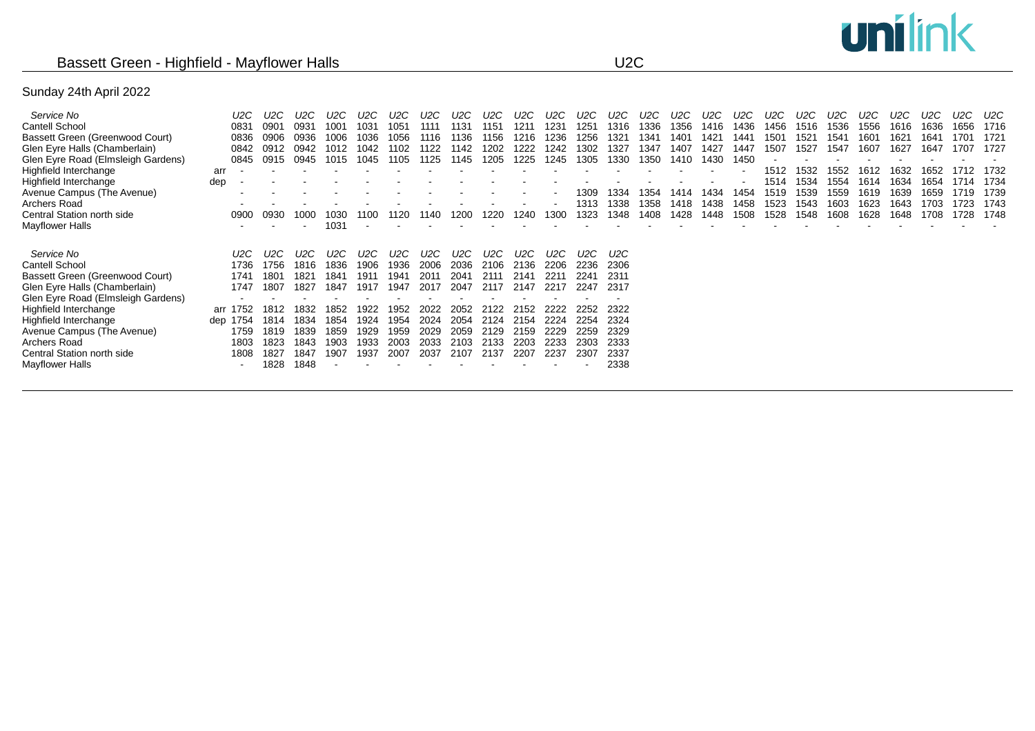unilink

## Bassett Green - Highfield - Mayflower Halls

U2C

### Sunday 24th April 2022

| Service No | | U2C | U2C | U2C | U2C | U2C | U2C | U2C | U2C | U2C | U2C | U2C | U2C | U2C | U2C | U2C | U2C | U2C | U2C | U2C | U2C | U2C | U2C | U2C | U2C | U2C |
|---|---|---|---|---|---|---|---|---|---|---|---|---|---|---|---|---|---|---|---|---|---|---|---|---|---|---|
| Cantell School | | 0831 | 0901 | 0931 | 1001 | 1031 | 1051 | 1111 | 1131 | 1151 | 1211 | 1231 | 1251 | 1316 | 1336 | 1356 | 1416 | 1436 | 1456 | 1516 | 1536 | 1556 | 1616 | 1636 | 1656 | 1716 |
| Bassett Green (Greenwood Court) | | 0836 | 0906 | 0936 | 1006 | 1036 | 1056 | 1116 | 1136 | 1156 | 1216 | 1236 | 1256 | 1321 | 1341 | 1401 | 1421 | 1441 | 1501 | 1521 | 1541 | 1601 | 1621 | 1641 | 1701 | 1721 |
| Glen Eyre Halls (Chamberlain) | | 0842 | 0912 | 0942 | 1012 | 1042 | 1102 | 1122 | 1142 | 1202 | 1222 | 1242 | 1302 | 1327 | 1347 | 1407 | 1427 | 1447 | 1507 | 1527 | 1547 | 1607 | 1627 | 1647 | 1707 | 1727 |
| Glen Eyre Road (Elmsleigh Gardens) | | 0845 | 0915 | 0945 | 1015 | 1045 | 1105 | 1125 | 1145 | 1205 | 1225 | 1245 | 1305 | 1330 | 1350 | 1410 | 1430 | 1450 | - | - | - | - | - | - | - | - |
| Highfield Interchange | arr | - | - | - | - | - | - | - | - | - | - | - | - | - | - | - | - | - | 1512 | 1532 | 1552 | 1612 | 1632 | 1652 | 1712 | 1732 |
| Highfield Interchange | dep | - | - | - | - | - | - | - | - | - | - | - | - | - | - | - | - | - | 1514 | 1534 | 1554 | 1614 | 1634 | 1654 | 1714 | 1734 |
| Avenue Campus (The Avenue) | | - | - | - | - | - | - | - | - | - | - | - | 1309 | 1334 | 1354 | 1414 | 1434 | 1454 | 1519 | 1539 | 1559 | 1619 | 1639 | 1659 | 1719 | 1739 |
| Archers Road | | - | - | - | - | - | - | - | - | - | - | - | 1313 | 1338 | 1358 | 1418 | 1438 | 1458 | 1523 | 1543 | 1603 | 1623 | 1643 | 1703 | 1723 | 1743 |
| Central Station north side | | 0900 | 0930 | 1000 | 1030 | 1100 | 1120 | 1140 | 1200 | 1220 | 1240 | 1300 | 1323 | 1348 | 1408 | 1428 | 1448 | 1508 | 1528 | 1548 | 1608 | 1628 | 1648 | 1708 | 1728 | 1748 |
| Mayflower Halls | | - | - | - | 1031 | - | - | - | - | - | - | - | - | - | - | - | - | - | - | - | - | - | - | - | - | - |

| Service No | | U2C | U2C | U2C | U2C | U2C | U2C | U2C | U2C | U2C | U2C | U2C | U2C | U2C |
|---|---|---|---|---|---|---|---|---|---|---|---|---|---|---|
| Cantell School | | 1736 | 1756 | 1816 | 1836 | 1906 | 1936 | 2006 | 2036 | 2106 | 2136 | 2206 | 2236 | 2306 |
| Bassett Green (Greenwood Court) | | 1741 | 1801 | 1821 | 1841 | 1911 | 1941 | 2011 | 2041 | 2111 | 2141 | 2211 | 2241 | 2311 |
| Glen Eyre Halls (Chamberlain) | | 1747 | 1807 | 1827 | 1847 | 1917 | 1947 | 2017 | 2047 | 2117 | 2147 | 2217 | 2247 | 2317 |
| Glen Eyre Road (Elmsleigh Gardens) | | - | - | - | - | - | - | - | - | - | - | - | - | - |
| Highfield Interchange | arr | 1752 | 1812 | 1832 | 1852 | 1922 | 1952 | 2022 | 2052 | 2122 | 2152 | 2222 | 2252 | 2322 |
| Highfield Interchange | dep | 1754 | 1814 | 1834 | 1854 | 1924 | 1954 | 2024 | 2054 | 2124 | 2154 | 2224 | 2254 | 2324 |
| Avenue Campus (The Avenue) | | 1759 | 1819 | 1839 | 1859 | 1929 | 1959 | 2029 | 2059 | 2129 | 2159 | 2229 | 2259 | 2329 |
| Archers Road | | 1803 | 1823 | 1843 | 1903 | 1933 | 2003 | 2033 | 2103 | 2133 | 2203 | 2233 | 2303 | 2333 |
| Central Station north side | | 1808 | 1827 | 1847 | 1907 | 1937 | 2007 | 2037 | 2107 | 2137 | 2207 | 2237 | 2307 | 2337 |
| Mayflower Halls | | - | 1828 | 1848 | - | - | - | - | - | - | - | - | - | 2338 |